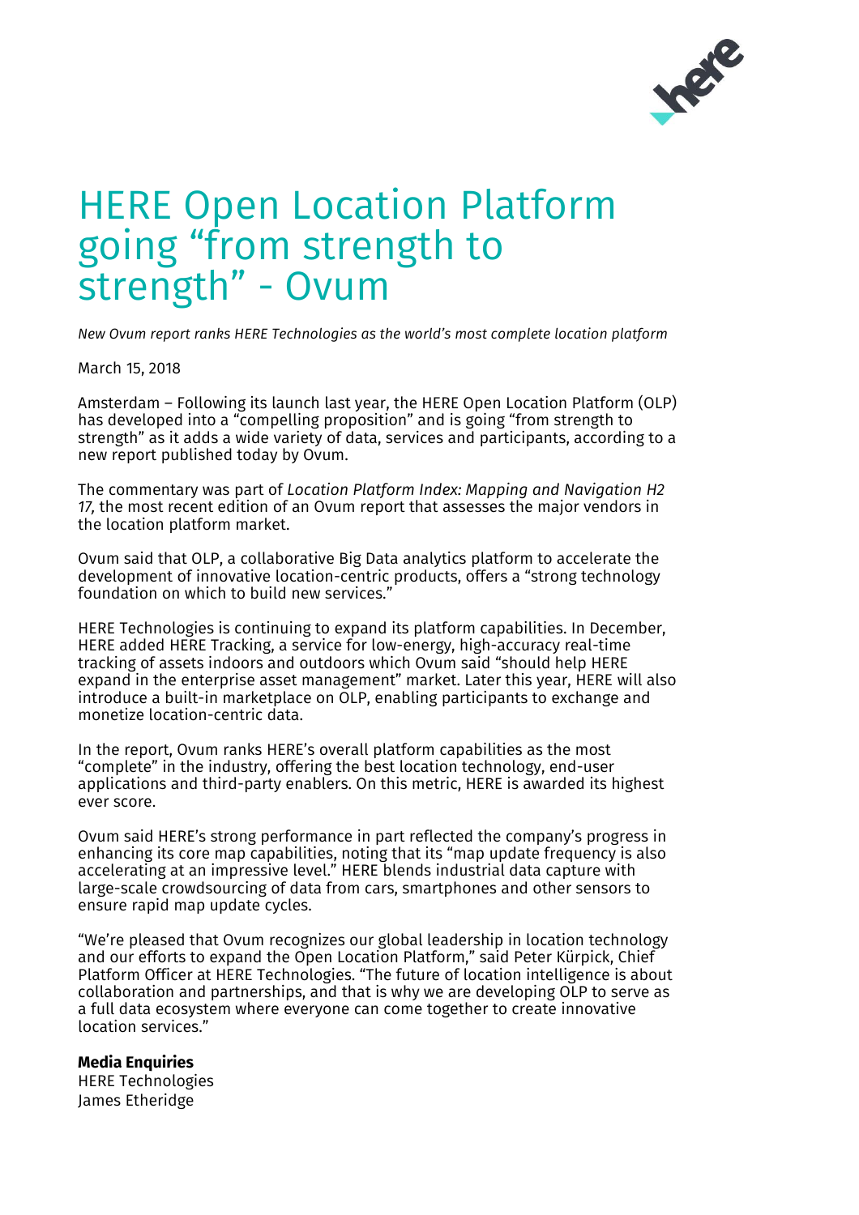# HERE Open Location Platform going “from strength to strength” - Ovum

*New Ovum report ranks HERE Technologies as the world’s most complete location platform*

March 15, 2018

Amsterdam – Following its launch last year, the HERE Open Location Platform (OLP) has developed into a “compelling proposition” and is going “from strength to strength” as it adds a wide variety of data, services and participants, according to a new report published today by Ovum.

The commentary was part of *Location Platform Index: Mapping and Navigation H2 17,* the most recent edition of an Ovum report that assesses the major vendors in the location platform market.

Ovum said that OLP, a collaborative Big Data analytics platform to accelerate the development of innovative location-centric products, offers a “strong technology foundation on which to build new services.”

HERE Technologies is continuing to expand its platform capabilities. In December, HERE added HERE Tracking, a service for low-energy, high-accuracy real-time tracking of assets indoors and outdoors which Ovum said “should help HERE expand in the enterprise asset management” market. Later this year, HERE will also introduce a built-in marketplace on OLP, enabling participants to exchange and monetize location-centric data.

In the report, Ovum ranks HERE’s overall platform capabilities as the most “complete” in the industry, offering the best location technology, end-user applications and third-party enablers. On this metric, HERE is awarded its highest ever score.

Ovum said HERE’s strong performance in part reflected the company’s progress in enhancing its core map capabilities, noting that its “map update frequency is also accelerating at an impressive level.” HERE blends industrial data capture with large-scale crowdsourcing of data from cars, smartphones and other sensors to ensure rapid map update cycles.

“We’re pleased that Ovum recognizes our global leadership in location technology and our efforts to expand the Open Location Platform,” said Peter Kürpick, Chief Platform Officer at HERE Technologies. “The future of location intelligence is about collaboration and partnerships, and that is why we are developing OLP to serve as a full data ecosystem where everyone can come together to create innovative location services.”

**Media Enquiries**
HERE Technologies
James Etheridge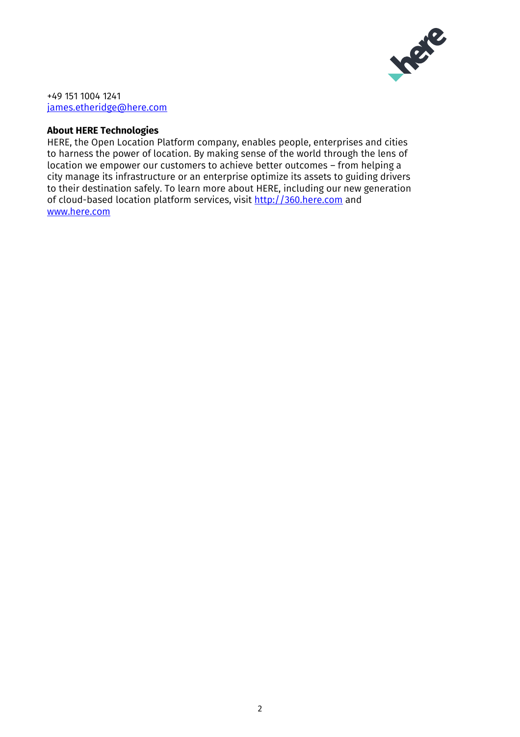+49 151 1004 1241
james.etheridge@here.com

**About HERE Technologies**
HERE, the Open Location Platform company, enables people, enterprises and cities to harness the power of location. By making sense of the world through the lens of location we empower our customers to achieve better outcomes – from helping a city manage its infrastructure or an enterprise optimize its assets to guiding drivers to their destination safely. To learn more about HERE, including our new generation of cloud-based location platform services, visit http://360.here.com and www.here.com